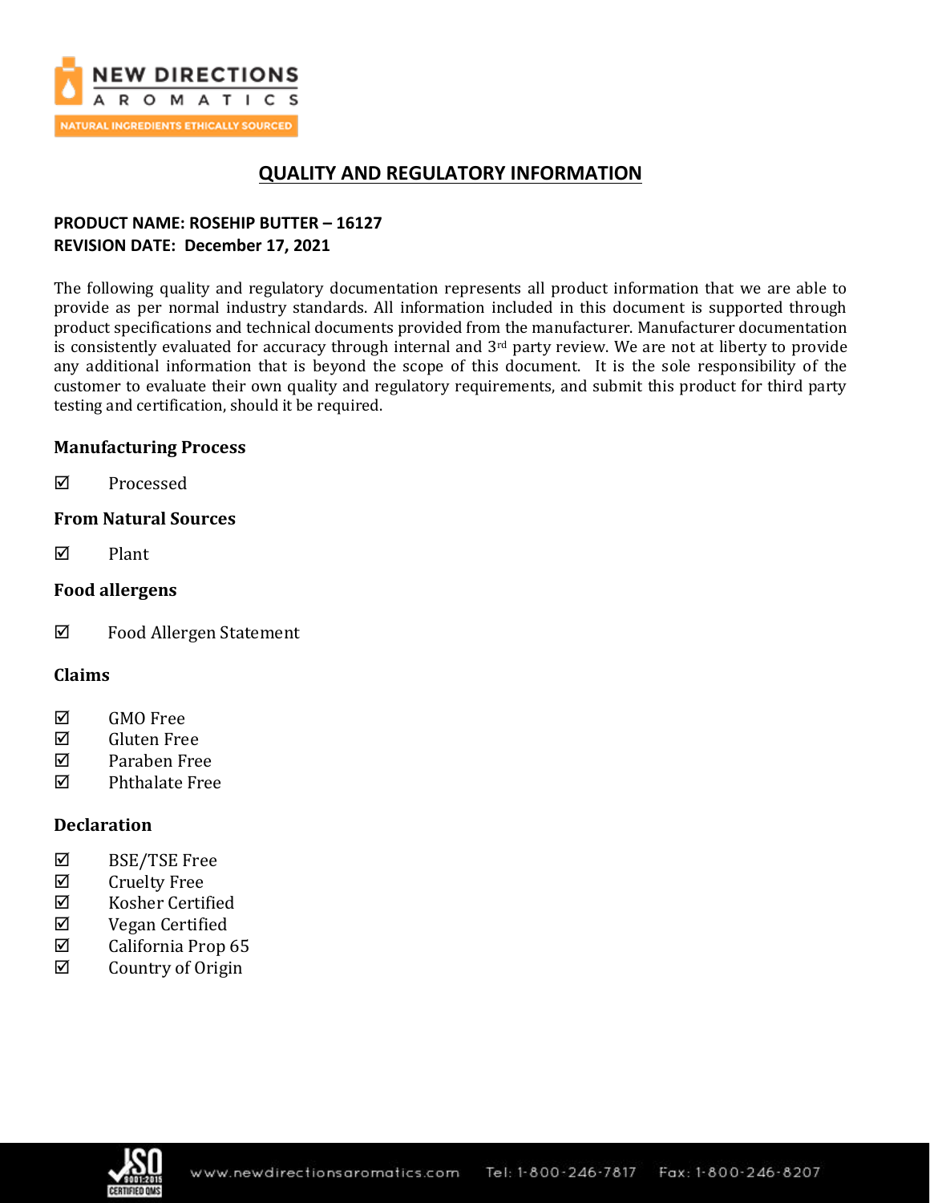# QUALITY AND REGULATORY INFORMATION

**PRODUCT NAME: ROSEHIP BUTTER – 16127**
**REVISION DATE: December 17, 2021**

The following quality and regulatory documentation represents all product information that we are able to provide as per normal industry standards. All information included in this document is supported through product specifications and technical documents provided from the manufacturer. Manufacturer documentation is consistently evaluated for accuracy through internal and 3rd party review. We are not at liberty to provide any additional information that is beyond the scope of this document. It is the sole responsibility of the customer to evaluate their own quality and regulatory requirements, and submit this product for third party testing and certification, should it be required.

### Manufacturing Process

- ☑ Processed

### From Natural Sources

- ☑ Plant

### Food allergens

- ☑ Food Allergen Statement

### Claims

- ☑ GMO Free
- ☑ Gluten Free
- ☑ Paraben Free
- ☑ Phthalate Free

### Declaration

- ☑ BSE/TSE Free
- ☑ Cruelty Free
- ☑ Kosher Certified
- ☑ Vegan Certified
- ☑ California Prop 65
- ☑ Country of Origin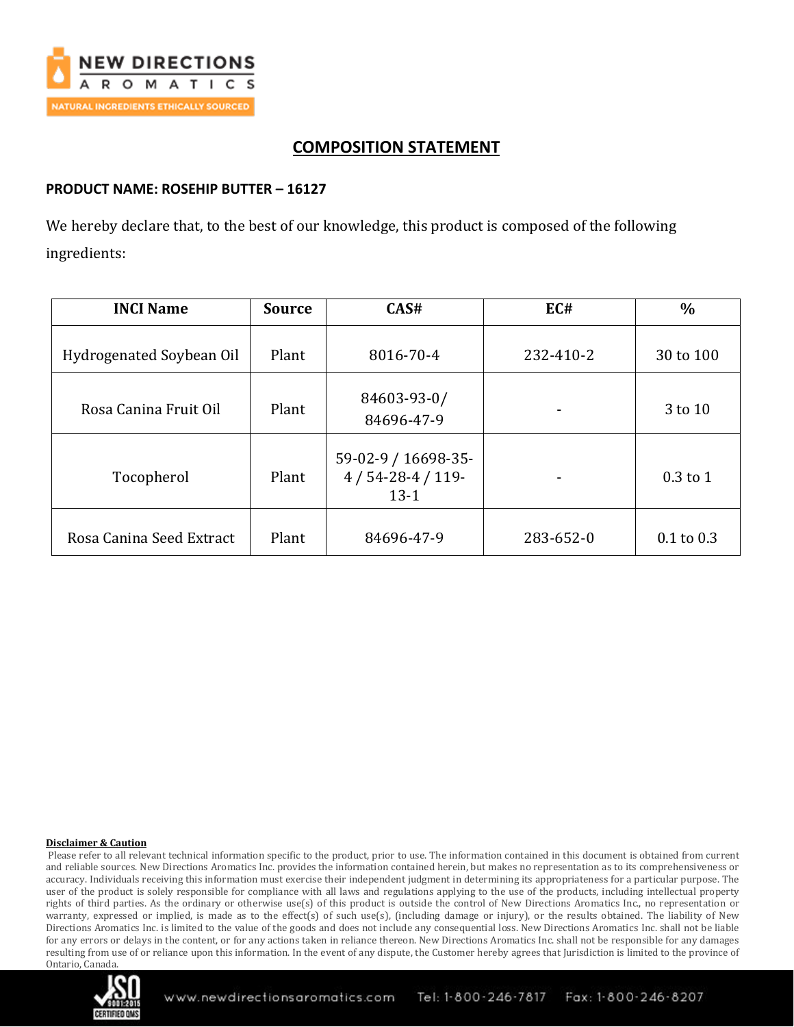## COMPOSITION STATEMENT

**PRODUCT NAME: ROSEHIP BUTTER – 16127**

We hereby declare that, to the best of our knowledge, this product is composed of the following ingredients:

| INCI Name | Source | CAS# | EC# | % |
|---|---|---|---|---|
| Hydrogenated Soybean Oil | Plant | 8016-70-4 | 232-410-2 | 30 to 100 |
| Rosa Canina Fruit Oil | Plant | 84603-93-0/ 84696-47-9 | - | 3 to 10 |
| Tocopherol | Plant | 59-02-9 / 16698-35-4 / 54-28-4 / 119-13-1 | - | 0.3 to 1 |
| Rosa Canina Seed Extract | Plant | 84696-47-9 | 283-652-0 | 0.1 to 0.3 |

**Disclaimer & Caution**

Please refer to all relevant technical information specific to the product, prior to use. The information contained in this document is obtained from current and reliable sources. New Directions Aromatics Inc. provides the information contained herein, but makes no representation as to its comprehensiveness or accuracy. Individuals receiving this information must exercise their independent judgment in determining its appropriateness for a particular purpose. The user of the product is solely responsible for compliance with all laws and regulations applying to the use of the products, including intellectual property rights of third parties. As the ordinary or otherwise use(s) of this product is outside the control of New Directions Aromatics Inc., no representation or warranty, expressed or implied, is made as to the effect(s) of such use(s), (including damage or injury), or the results obtained. The liability of New Directions Aromatics Inc. is limited to the value of the goods and does not include any consequential loss. New Directions Aromatics Inc. shall not be liable for any errors or delays in the content, or for any actions taken in reliance thereon. New Directions Aromatics Inc. shall not be responsible for any damages resulting from use of or reliance upon this information. In the event of any dispute, the Customer hereby agrees that Jurisdiction is limited to the province of Ontario, Canada.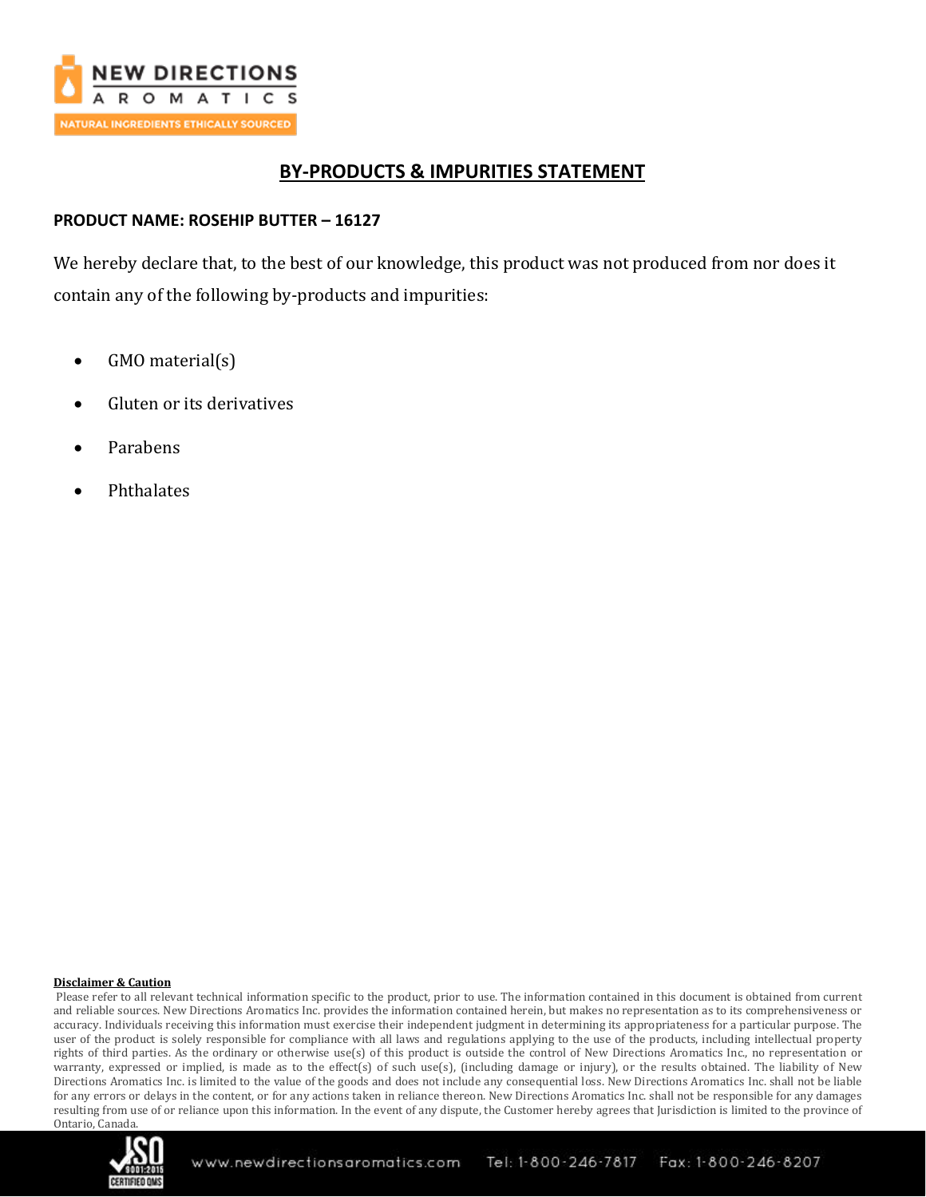# BY-PRODUCTS & IMPURITIES STATEMENT

**PRODUCT NAME: ROSEHIP BUTTER – 16127**

We hereby declare that, to the best of our knowledge, this product was not produced from nor does it contain any of the following by-products and impurities:

- GMO material(s)
- Gluten or its derivatives
- Parabens
- Phthalates

**Disclaimer & Caution**

Please refer to all relevant technical information specific to the product, prior to use. The information contained in this document is obtained from current and reliable sources. New Directions Aromatics Inc. provides the information contained herein, but makes no representation as to its comprehensiveness or accuracy. Individuals receiving this information must exercise their independent judgment in determining its appropriateness for a particular purpose. The user of the product is solely responsible for compliance with all laws and regulations applying to the use of the products, including intellectual property rights of third parties. As the ordinary or otherwise use(s) of this product is outside the control of New Directions Aromatics Inc., no representation or warranty, expressed or implied, is made as to the effect(s) of such use(s), (including damage or injury), or the results obtained. The liability of New Directions Aromatics Inc. is limited to the value of the goods and does not include any consequential loss. New Directions Aromatics Inc. shall not be liable for any errors or delays in the content, or for any actions taken in reliance thereon. New Directions Aromatics Inc. shall not be responsible for any damages resulting from use of or reliance upon this information. In the event of any dispute, the Customer hereby agrees that Jurisdiction is limited to the province of Ontario, Canada.

www.newdirectionsaromatics.com Tel: 1-800-246-7817 Fax: 1-800-246-8207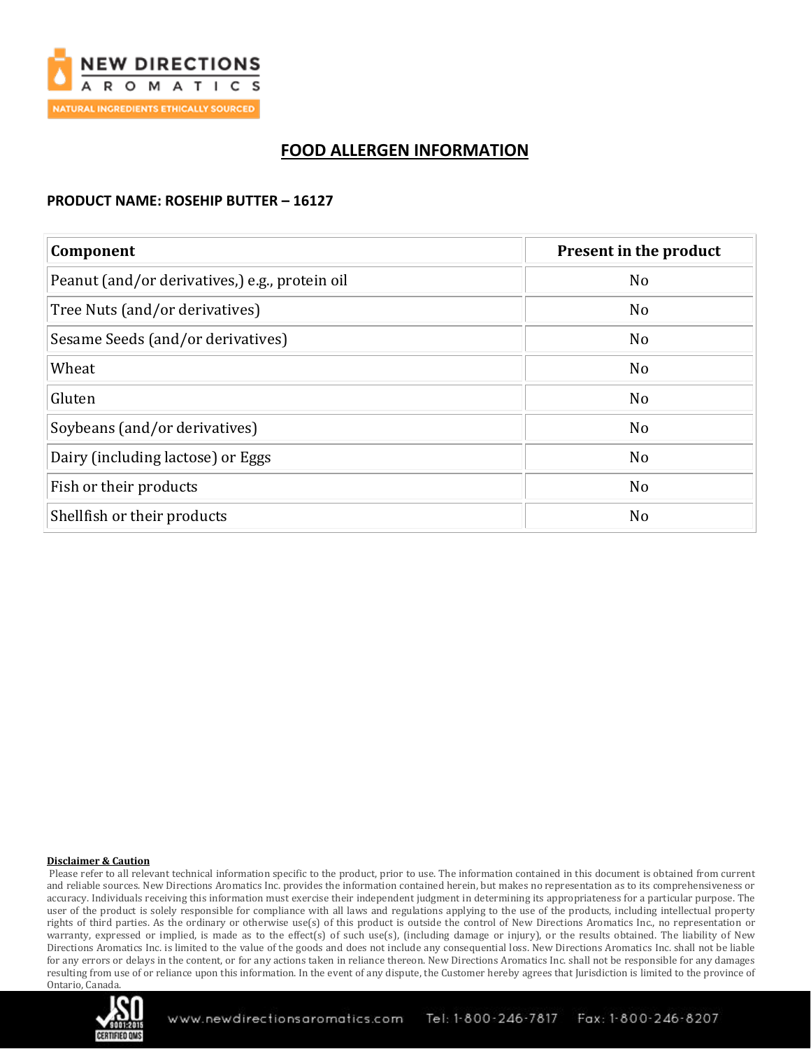## FOOD ALLERGEN INFORMATION

**PRODUCT NAME: ROSEHIP BUTTER – 16127**

| Component | Present in the product |
|---|---|
| Peanut (and/or derivatives,) e.g., protein oil | No |
| Tree Nuts (and/or derivatives) | No |
| Sesame Seeds (and/or derivatives) | No |
| Wheat | No |
| Gluten | No |
| Soybeans (and/or derivatives) | No |
| Dairy (including lactose) or Eggs | No |
| Fish or their products | No |
| Shellfish or their products | No |

**Disclaimer & Caution**

Please refer to all relevant technical information specific to the product, prior to use. The information contained in this document is obtained from current and reliable sources. New Directions Aromatics Inc. provides the information contained herein, but makes no representation as to its comprehensiveness or accuracy. Individuals receiving this information must exercise their independent judgment in determining its appropriateness for a particular purpose. The user of the product is solely responsible for compliance with all laws and regulations applying to the use of the products, including intellectual property rights of third parties. As the ordinary or otherwise use(s) of this product is outside the control of New Directions Aromatics Inc., no representation or warranty, expressed or implied, is made as to the effect(s) of such use(s), (including damage or injury), or the results obtained. The liability of New Directions Aromatics Inc. is limited to the value of the goods and does not include any consequential loss. New Directions Aromatics Inc. shall not be liable for any errors or delays in the content, or for any actions taken in reliance thereon. New Directions Aromatics Inc. shall not be responsible for any damages resulting from use of or reliance upon this information. In the event of any dispute, the Customer hereby agrees that Jurisdiction is limited to the province of Ontario, Canada.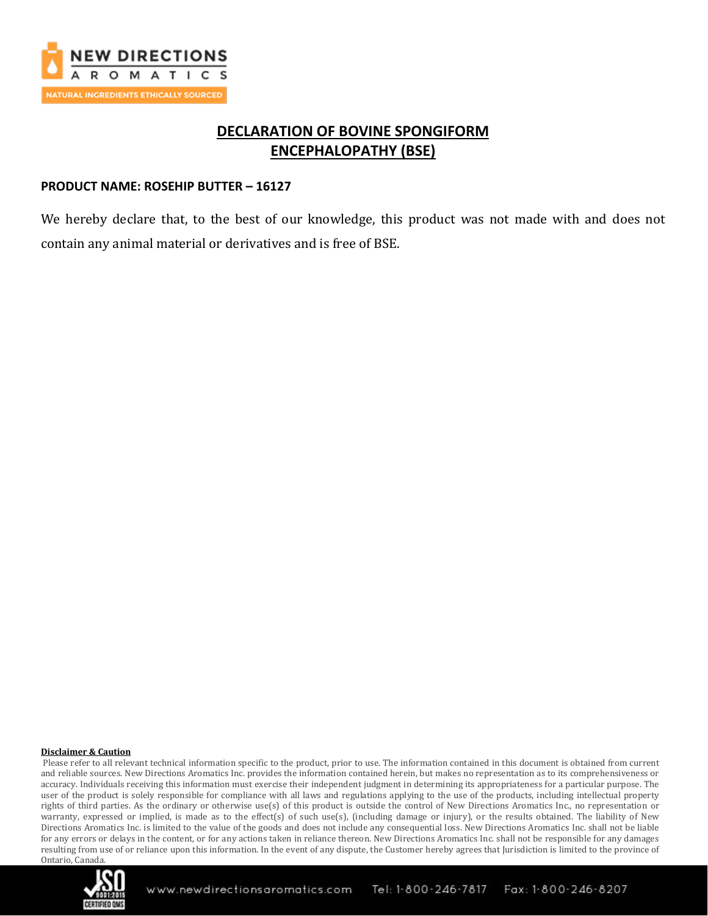# DECLARATION OF BOVINE SPONGIFORM ENCEPHALOPATHY (BSE)

**PRODUCT NAME: ROSEHIP BUTTER – 16127**

We hereby declare that, to the best of our knowledge, this product was not made with and does not contain any animal material or derivatives and is free of BSE.

**Disclaimer & Caution**

Please refer to all relevant technical information specific to the product, prior to use. The information contained in this document is obtained from current and reliable sources. New Directions Aromatics Inc. provides the information contained herein, but makes no representation as to its comprehensiveness or accuracy. Individuals receiving this information must exercise their independent judgment in determining its appropriateness for a particular purpose. The user of the product is solely responsible for compliance with all laws and regulations applying to the use of the products, including intellectual property rights of third parties. As the ordinary or otherwise use(s) of this product is outside the control of New Directions Aromatics Inc., no representation or warranty, expressed or implied, is made as to the effect(s) of such use(s), (including damage or injury), or the results obtained. The liability of New Directions Aromatics Inc. is limited to the value of the goods and does not include any consequential loss. New Directions Aromatics Inc. shall not be liable for any errors or delays in the content, or for any actions taken in reliance thereon. New Directions Aromatics Inc. shall not be responsible for any damages resulting from use of or reliance upon this information. In the event of any dispute, the Customer hereby agrees that Jurisdiction is limited to the province of Ontario, Canada.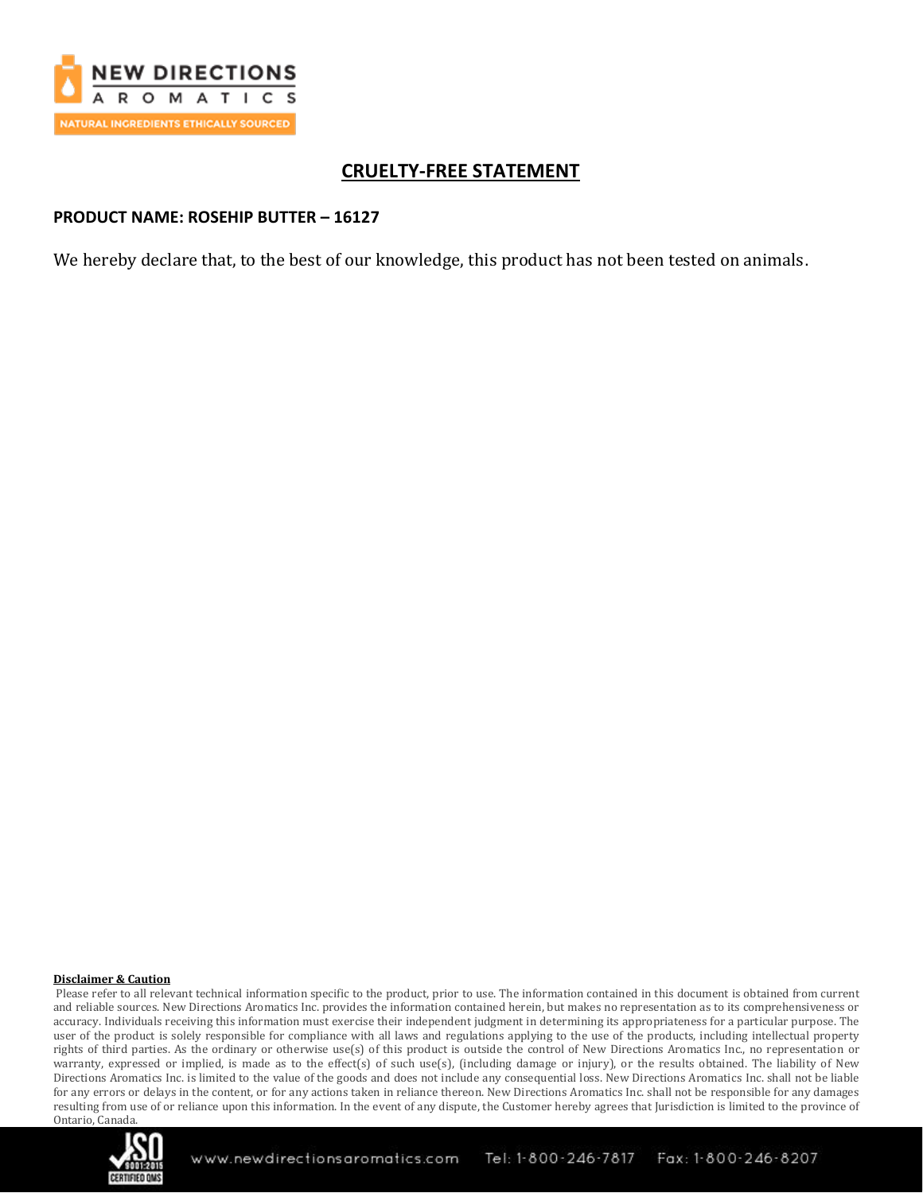# CRUELTY-FREE STATEMENT

**PRODUCT NAME: ROSEHIP BUTTER – 16127**

We hereby declare that, to the best of our knowledge, this product has not been tested on animals.

**Disclaimer & Caution**

Please refer to all relevant technical information specific to the product, prior to use. The information contained in this document is obtained from current and reliable sources. New Directions Aromatics Inc. provides the information contained herein, but makes no representation as to its comprehensiveness or accuracy. Individuals receiving this information must exercise their independent judgment in determining its appropriateness for a particular purpose. The user of the product is solely responsible for compliance with all laws and regulations applying to the use of the products, including intellectual property rights of third parties. As the ordinary or otherwise use(s) of this product is outside the control of New Directions Aromatics Inc., no representation or warranty, expressed or implied, is made as to the effect(s) of such use(s), (including damage or injury), or the results obtained. The liability of New Directions Aromatics Inc. is limited to the value of the goods and does not include any consequential loss. New Directions Aromatics Inc. shall not be liable for any errors or delays in the content, or for any actions taken in reliance thereon. New Directions Aromatics Inc. shall not be responsible for any damages resulting from use of or reliance upon this information. In the event of any dispute, the Customer hereby agrees that Jurisdiction is limited to the province of Ontario, Canada.

www.newdirectionsaromatics.com Tel: 1-800-246-7817 Fax: 1-800-246-8207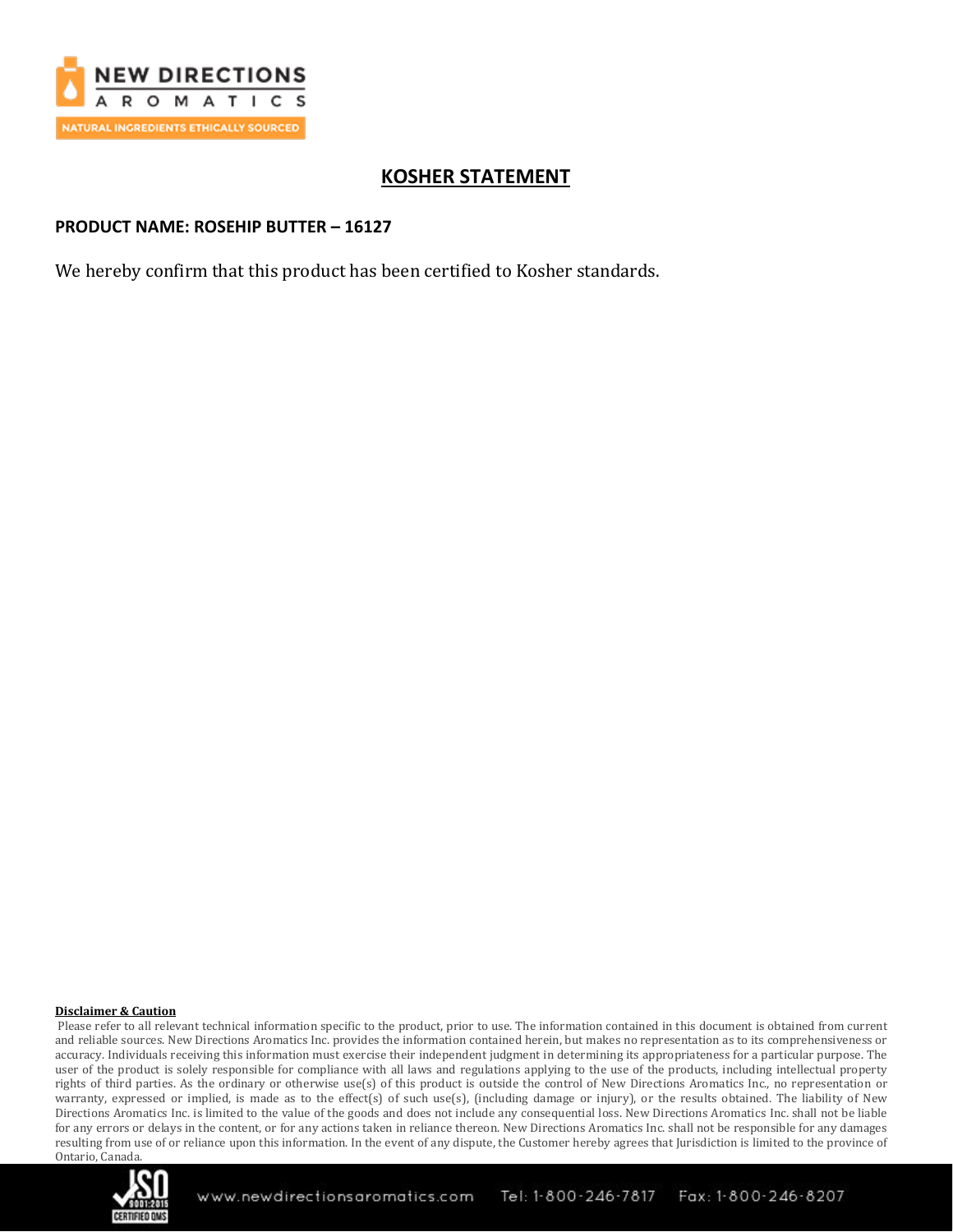# KOSHER STATEMENT

**PRODUCT NAME: ROSEHIP BUTTER – 16127**

We hereby confirm that this product has been certified to Kosher standards.

**Disclaimer & Caution**

Please refer to all relevant technical information specific to the product, prior to use. The information contained in this document is obtained from current and reliable sources. New Directions Aromatics Inc. provides the information contained herein, but makes no representation as to its comprehensiveness or accuracy. Individuals receiving this information must exercise their independent judgment in determining its appropriateness for a particular purpose. The user of the product is solely responsible for compliance with all laws and regulations applying to the use of the products, including intellectual property rights of third parties. As the ordinary or otherwise use(s) of this product is outside the control of New Directions Aromatics Inc., no representation or warranty, expressed or implied, is made as to the effect(s) of such use(s), (including damage or injury), or the results obtained. The liability of New Directions Aromatics Inc. is limited to the value of the goods and does not include any consequential loss. New Directions Aromatics Inc. shall not be liable for any errors or delays in the content, or for any actions taken in reliance thereon. New Directions Aromatics Inc. shall not be responsible for any damages resulting from use of or reliance upon this information. In the event of any dispute, the Customer hereby agrees that Jurisdiction is limited to the province of Ontario, Canada.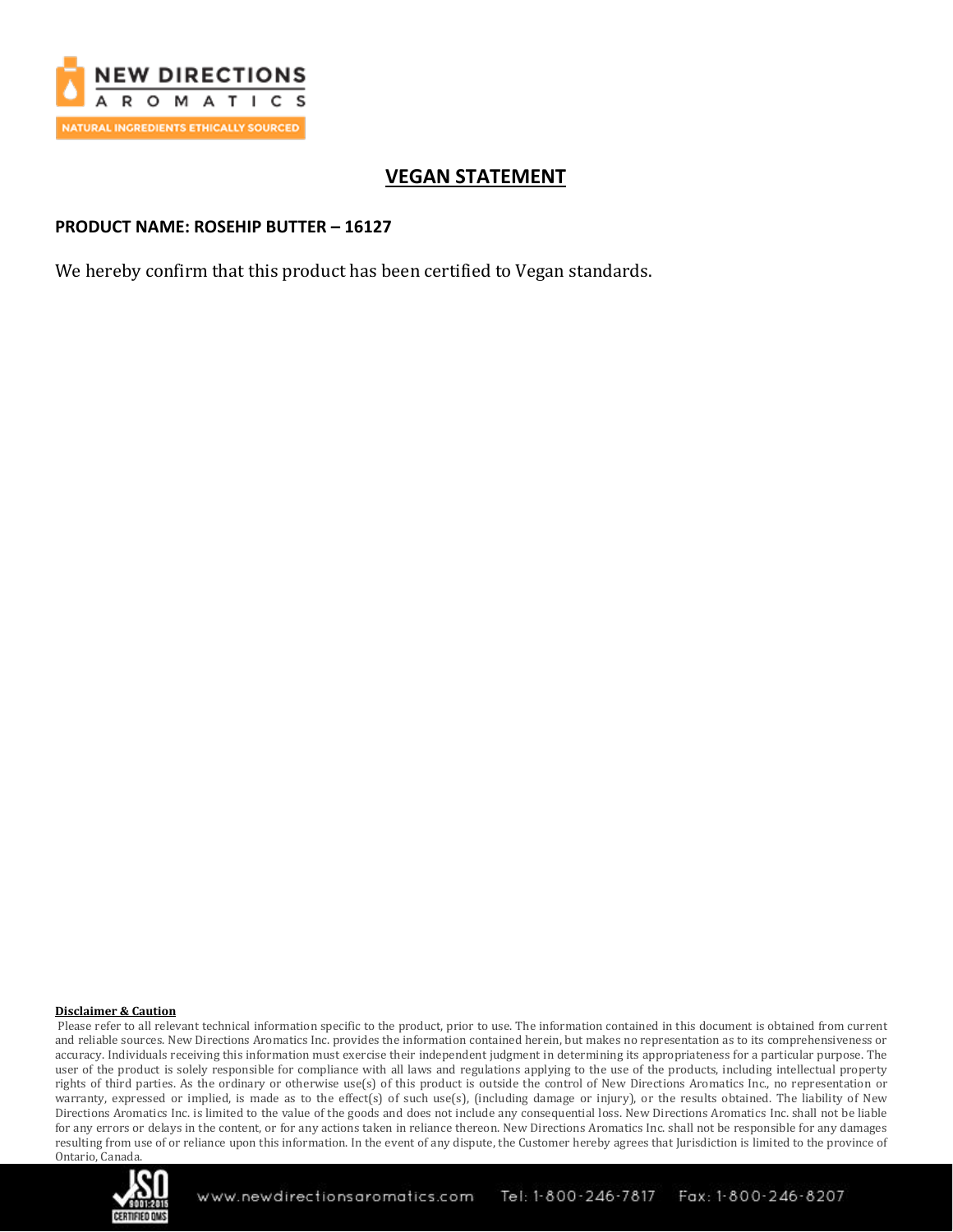# VEGAN STATEMENT

**PRODUCT NAME: ROSEHIP BUTTER – 16127**

We hereby confirm that this product has been certified to Vegan standards.

**Disclaimer & Caution**

Please refer to all relevant technical information specific to the product, prior to use. The information contained in this document is obtained from current and reliable sources. New Directions Aromatics Inc. provides the information contained herein, but makes no representation as to its comprehensiveness or accuracy. Individuals receiving this information must exercise their independent judgment in determining its appropriateness for a particular purpose. The user of the product is solely responsible for compliance with all laws and regulations applying to the use of the products, including intellectual property rights of third parties. As the ordinary or otherwise use(s) of this product is outside the control of New Directions Aromatics Inc., no representation or warranty, expressed or implied, is made as to the effect(s) of such use(s), (including damage or injury), or the results obtained. The liability of New Directions Aromatics Inc. is limited to the value of the goods and does not include any consequential loss. New Directions Aromatics Inc. shall not be liable for any errors or delays in the content, or for any actions taken in reliance thereon. New Directions Aromatics Inc. shall not be responsible for any damages resulting from use of or reliance upon this information. In the event of any dispute, the Customer hereby agrees that Jurisdiction is limited to the province of Ontario, Canada.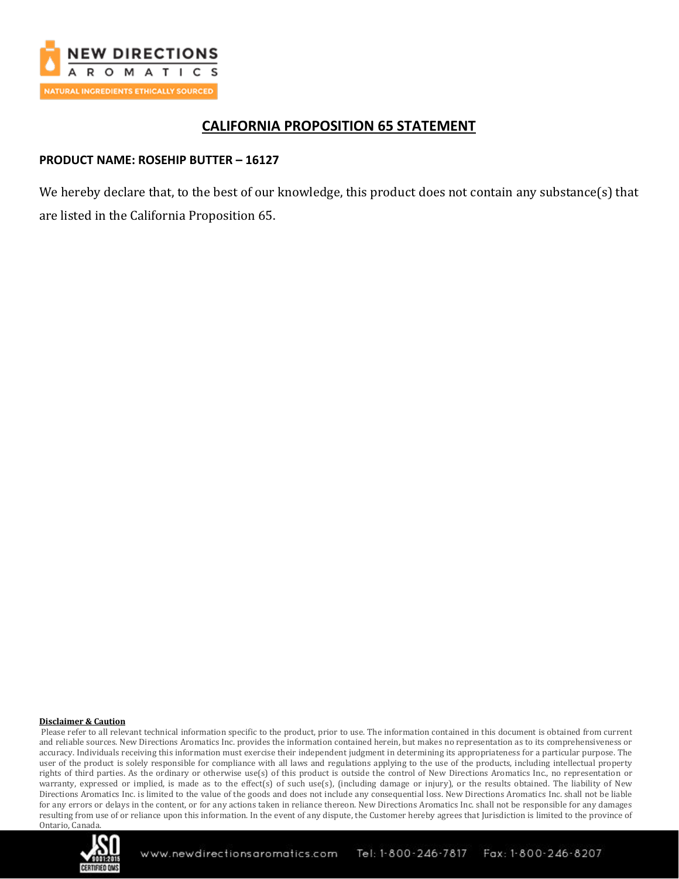# CALIFORNIA PROPOSITION 65 STATEMENT

**PRODUCT NAME: ROSEHIP BUTTER – 16127**

We hereby declare that, to the best of our knowledge, this product does not contain any substance(s) that are listed in the California Proposition 65.

**Disclaimer & Caution**

Please refer to all relevant technical information specific to the product, prior to use. The information contained in this document is obtained from current and reliable sources. New Directions Aromatics Inc. provides the information contained herein, but makes no representation as to its comprehensiveness or accuracy. Individuals receiving this information must exercise their independent judgment in determining its appropriateness for a particular purpose. The user of the product is solely responsible for compliance with all laws and regulations applying to the use of the products, including intellectual property rights of third parties. As the ordinary or otherwise use(s) of this product is outside the control of New Directions Aromatics Inc., no representation or warranty, expressed or implied, is made as to the effect(s) of such use(s), (including damage or injury), or the results obtained. The liability of New Directions Aromatics Inc. is limited to the value of the goods and does not include any consequential loss. New Directions Aromatics Inc. shall not be liable for any errors or delays in the content, or for any actions taken in reliance thereon. New Directions Aromatics Inc. shall not be responsible for any damages resulting from use of or reliance upon this information. In the event of any dispute, the Customer hereby agrees that Jurisdiction is limited to the province of Ontario, Canada.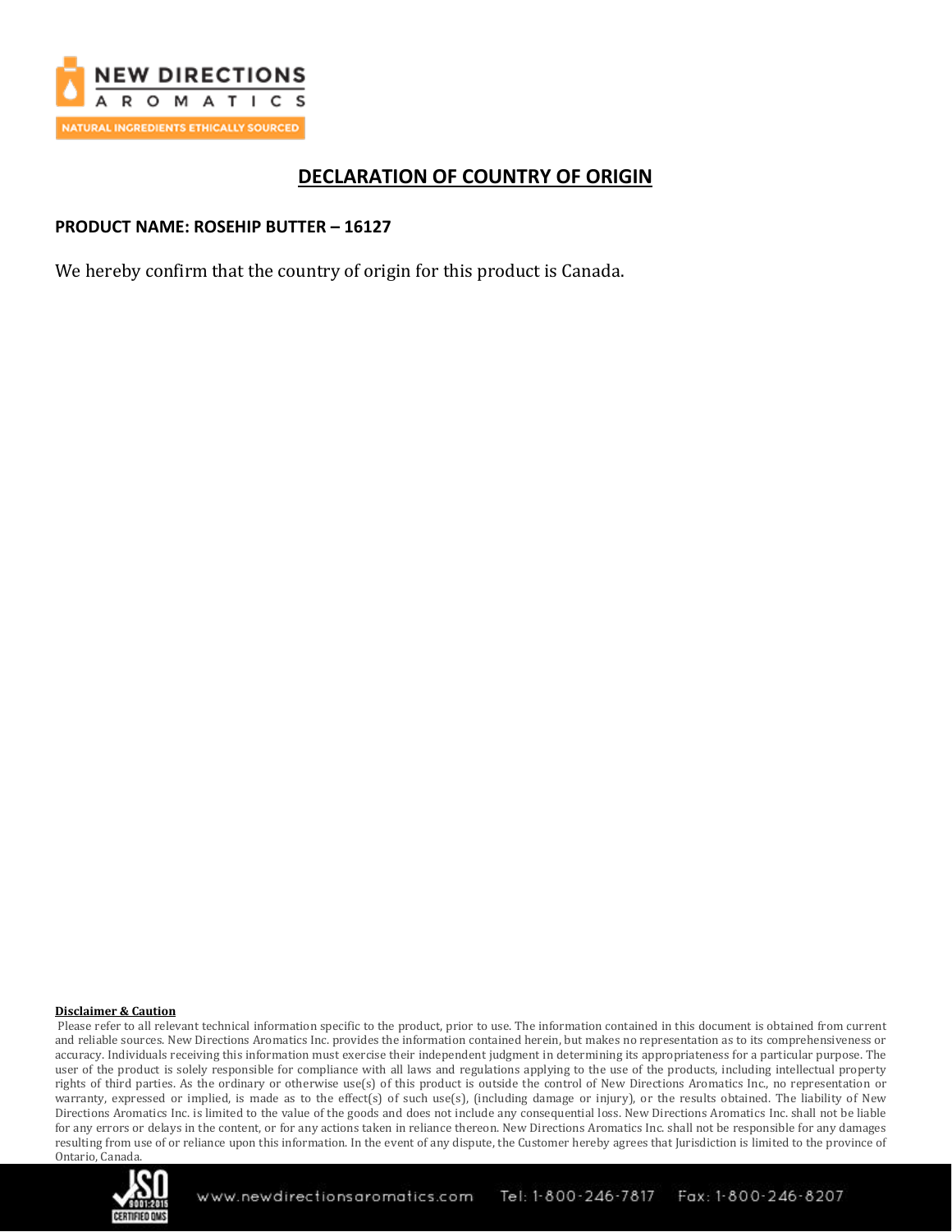# DECLARATION OF COUNTRY OF ORIGIN

**PRODUCT NAME: ROSEHIP BUTTER – 16127**

We hereby confirm that the country of origin for this product is Canada.

**Disclaimer & Caution**

Please refer to all relevant technical information specific to the product, prior to use. The information contained in this document is obtained from current and reliable sources. New Directions Aromatics Inc. provides the information contained herein, but makes no representation as to its comprehensiveness or accuracy. Individuals receiving this information must exercise their independent judgment in determining its appropriateness for a particular purpose. The user of the product is solely responsible for compliance with all laws and regulations applying to the use of the products, including intellectual property rights of third parties. As the ordinary or otherwise use(s) of this product is outside the control of New Directions Aromatics Inc., no representation or warranty, expressed or implied, is made as to the effect(s) of such use(s), (including damage or injury), or the results obtained. The liability of New Directions Aromatics Inc. is limited to the value of the goods and does not include any consequential loss. New Directions Aromatics Inc. shall not be liable for any errors or delays in the content, or for any actions taken in reliance thereon. New Directions Aromatics Inc. shall not be responsible for any damages resulting from use of or reliance upon this information. In the event of any dispute, the Customer hereby agrees that Jurisdiction is limited to the province of Ontario, Canada.